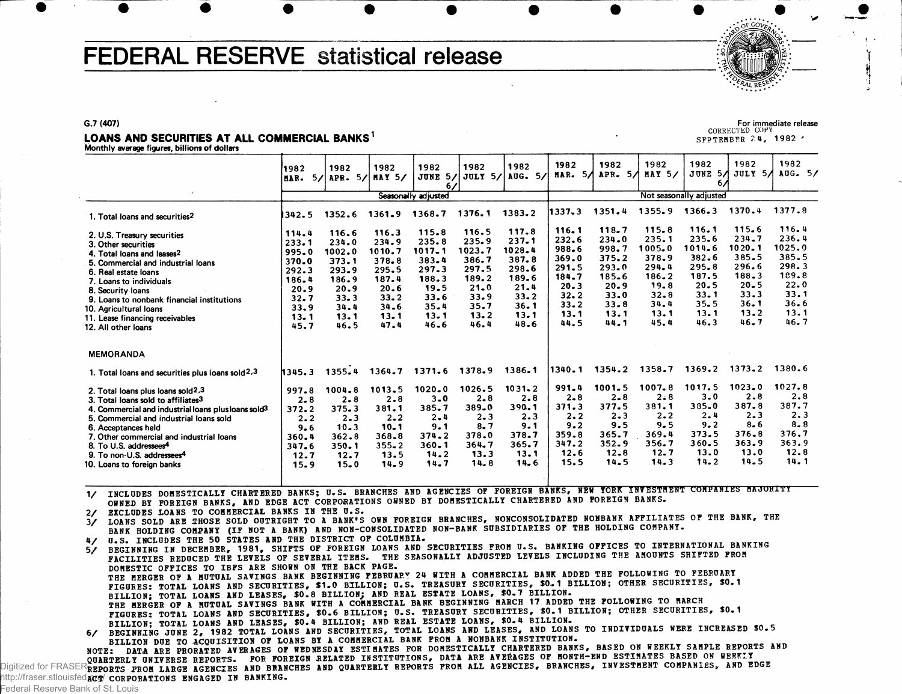# FEDERAL RESERVE statistical release

G.7 (407)

For immediate release
CORRECTED COPY
SEPTEMBER 24, 1982

## LOANS AND SECURITIES AT ALL COMMERCIAL BANKS[1]

Monthly average figures, billions of dollars

| | 1982 MAR. 5/ | 1982 APR. 5/ | 1982 MAY 5/ | 1982 JUNE 5/ 6/ | 1982 JULY 5/ | 1982 AUG. 5/ | 1982 MAR. 5/ | 1982 APR. 5/ | 1982 MAY 5/ | 1982 JUNE 5/ 6/ | 1982 JULY 5/ | 1982 AUG. 5/ |
|---|---|---|---|---|---|---|---|---|---|---|---|---|
| | Seasonally adjusted | | | | | | Not seasonally adjusted | | | | | |
| 1. Total loans and securities[2] | 1342.5 | 1352.6 | 1361.9 | 1368.7 | 1376.1 | 1383.2 | 1337.3 | 1351.4 | 1355.9 | 1366.3 | 1370.4 | 1377.8 |
| 2. U.S. Treasury securities | 114.4 | 116.6 | 116.3 | 115.8 | 116.5 | 117.8 | 116.1 | 118.7 | 115.8 | 116.1 | 115.6 | 116.4 |
| 3. Other securities | 233.1 | 234.0 | 234.9 | 235.8 | 235.9 | 237.1 | 232.6 | 234.0 | 235.1 | 235.6 | 234.7 | 236.4 |
| 4. Total loans and leases[2] | 995.0 | 1002.0 | 1010.7 | 1017.1 | 1023.7 | 1028.4 | 988.6 | 998.7 | 1005.0 | 1014.6 | 1020.1 | 1025.0 |
| 5. Commercial and industrial loans | 370.0 | 373.1 | 378.8 | 383.4 | 386.7 | 387.8 | 369.0 | 375.2 | 378.9 | 382.6 | 385.5 | 385.5 |
| 6. Real estate loans | 292.3 | 293.9 | 295.5 | 297.3 | 297.5 | 298.6 | 291.5 | 293.0 | 294.4 | 295.8 | 296.6 | 298.3 |
| 7. Loans to individuals | 186.4 | 186.9 | 187.4 | 188.3 | 189.2 | 189.6 | 184.7 | 185.6 | 186.2 | 187.5 | 188.3 | 189.8 |
| 8. Security loans | 20.9 | 20.9 | 20.6 | 19.5 | 21.0 | 21.4 | 20.3 | 20.9 | 19.8 | 20.5 | 20.5 | 22.0 |
| 9. Loans to nonbank financial institutions | 32.7 | 33.3 | 33.2 | 33.6 | 33.9 | 33.2 | 32.2 | 33.0 | 32.8 | 33.1 | 33.3 | 33.1 |
| 10. Agricultural loans | 33.9 | 34.4 | 34.6 | 35.4 | 35.7 | 36.1 | 33.2 | 33.8 | 34.4 | 35.5 | 36.1 | 36.6 |
| 11. Lease financing receivables | 13.1 | 13.1 | 13.1 | 13.1 | 13.2 | 13.1 | 13.1 | 13.1 | 13.1 | 13.1 | 13.2 | 13.1 |
| 12. All other loans | 45.7 | 46.5 | 47.4 | 46.6 | 46.4 | 48.6 | 44.5 | 44.1 | 45.4 | 46.3 | 46.7 | 46.7 |
| **MEMORANDA** | | | | | | | | | | | | |
| 1. Total loans and securities plus loans sold[2,3] | 1345.3 | 1355.4 | 1364.7 | 1371.6 | 1378.9 | 1386.1 | 1340.1 | 1354.2 | 1358.7 | 1369.2 | 1373.2 | 1380.6 |
| 2. Total loans plus loans sold[2,3] | 997.8 | 1004.8 | 1013.5 | 1020.0 | 1026.5 | 1031.2 | 991.4 | 1001.5 | 1007.8 | 1017.5 | 1023.0 | 1027.8 |
| 3. Total loans sold to affiliates[3] | 2.8 | 2.8 | 2.8 | 3.0 | 2.8 | 2.8 | 2.8 | 2.8 | 2.8 | 3.0 | 2.8 | 2.8 |
| 4. Commercial and industrial loans plus loans sold[3] | 372.2 | 375.3 | 381.1 | 385.7 | 389.0 | 390.1 | 371.3 | 377.5 | 381.1 | 385.0 | 387.8 | 387.7 |
| 5. Commercial and industrial loans sold | 2.2 | 2.3 | 2.2 | 2.4 | 2.3 | 2.3 | 2.2 | 2.3 | 2.2 | 2.4 | 2.3 | 2.3 |
| 6. Acceptances held | 9.6 | 10.3 | 10.1 | 9.1 | 8.7 | 9.1 | 9.2 | 9.5 | 9.5 | 9.2 | 8.6 | 8.8 |
| 7. Other commercial and industrial loans | 360.4 | 362.8 | 368.8 | 374.2 | 378.0 | 378.7 | 359.8 | 365.7 | 369.4 | 373.5 | 376.8 | 376.7 |
| 8. To U.S. addressees[4] | 347.6 | 350.1 | 355.2 | 360.1 | 364.7 | 365.7 | 347.2 | 352.9 | 356.7 | 360.5 | 363.9 | 363.9 |
| 9. To non-U.S. addressees[4] | 12.7 | 12.7 | 13.5 | 14.2 | 13.3 | 13.1 | 12.6 | 12.8 | 12.7 | 13.0 | 13.0 | 12.8 |
| 10. Loans to foreign banks | 15.9 | 15.0 | 14.9 | 14.7 | 14.8 | 14.6 | 15.5 | 14.5 | 14.3 | 14.2 | 14.5 | 14.1 |

1/ INCLUDES DOMESTICALLY CHARTERED BANKS; U.S. BRANCHES AND AGENCIES OF FOREIGN BANKS, NEW YORK INVESTMENT COMPANIES MAJORITY OWNED BY FOREIGN BANKS, AND EDGE ACT CORPORATIONS OWNED BY DOMESTICALLY CHARTERED AND FOREIGN BANKS.

2/ EXCLUDES LOANS TO COMMERCIAL BANKS IN THE U.S.

3/ LOANS SOLD ARE THOSE SOLD OUTRIGHT TO A BANK'S OWN FOREIGN BRANCHES, NONCONSOLIDATED NONBANK AFFILIATES OF THE BANK, THE BANK HOLDING COMPANY (IF NOT A BANK) AND NON-CONSOLIDATED NON-BANK SUBSIDIARIES OF THE HOLDING COMPANY.

4/ U.S. INCLUDES THE 50 STATES AND THE DISTRICT OF COLUMBIA.

5/ BEGINNING IN DECEMBER, 1981, SHIFTS OF FOREIGN LOANS AND SECURITIES FROM U.S. BANKING OFFICES TO INTERNATIONAL BANKING FACILITIES REDUCED THE LEVELS OF SEVERAL ITEMS. THE SEASONALLY ADJUSTED LEVELS INCLUDING THE AMOUNTS SHIFTED FROM DOMESTIC OFFICES TO IBFS ARE SHOWN ON THE BACK PAGE.
THE MERGER OF A MUTUAL SAVINGS BANK BEGINNING FEBRUARY 24 WITH A COMMERCIAL BANK ADDED THE FOLLOWING TO FEBRUARY FIGURES: TOTAL LOANS AND SECURITIES, $1.0 BILLION; U.S. TREASURY SECURITIES, $0.1 BILLION; OTHER SECURITIES, $0.1 BILLION; TOTAL LOANS AND LEASES, $0.8 BILLION; AND REAL ESTATE LOANS, $0.7 BILLION.
THE MERGER OF A MUTUAL SAVINGS BANK WITH A COMMERCIAL BANK BEGINNING MARCH 17 ADDED THE FOLLOWING TO MARCH FIGURES: TOTAL LOANS AND SECURITIES, $0.6 BILLION; U.S. TREASURY SECURITIES, $0.1 BILLION; OTHER SECURITIES, $0.1 BILLION; TOTAL LOANS AND LEASES, $0.4 BILLION; AND REAL ESTATE LOANS, $0.4 BILLION.

6/ BEGINNING JUNE 2, 1982 TOTAL LOANS AND SECURITIES, TOTAL LOANS AND LEASES, AND LOANS TO INDIVIDUALS WERE INCREASED $0.5 BILLION DUE TO ACQUISITION OF LOANS BY A COMMERCIAL BANK FROM A NONBANK INSTITUTION.

NOTE: DATA ARE PRORATED AVERAGES OF WEDNESDAY ESTIMATES FOR DOMESTICALLY CHARTERED BANKS, BASED ON WEEKLY SAMPLE REPORTS AND QUARTERLY UNIVERSE REPORTS. FOR FOREIGN RELATED INSTITUTIONS, DATA ARE AVERAGES OF MONTH-END ESTIMATES BASED ON WEEKLY REPORTS FROM LARGE AGENCIES AND BRANCHES AND QUARTERLY REPORTS FROM ALL AGENCIES, BRANCHES, INVESTMENT COMPANIES, AND EDGE ACT CORPORATIONS ENGAGED IN BANKING.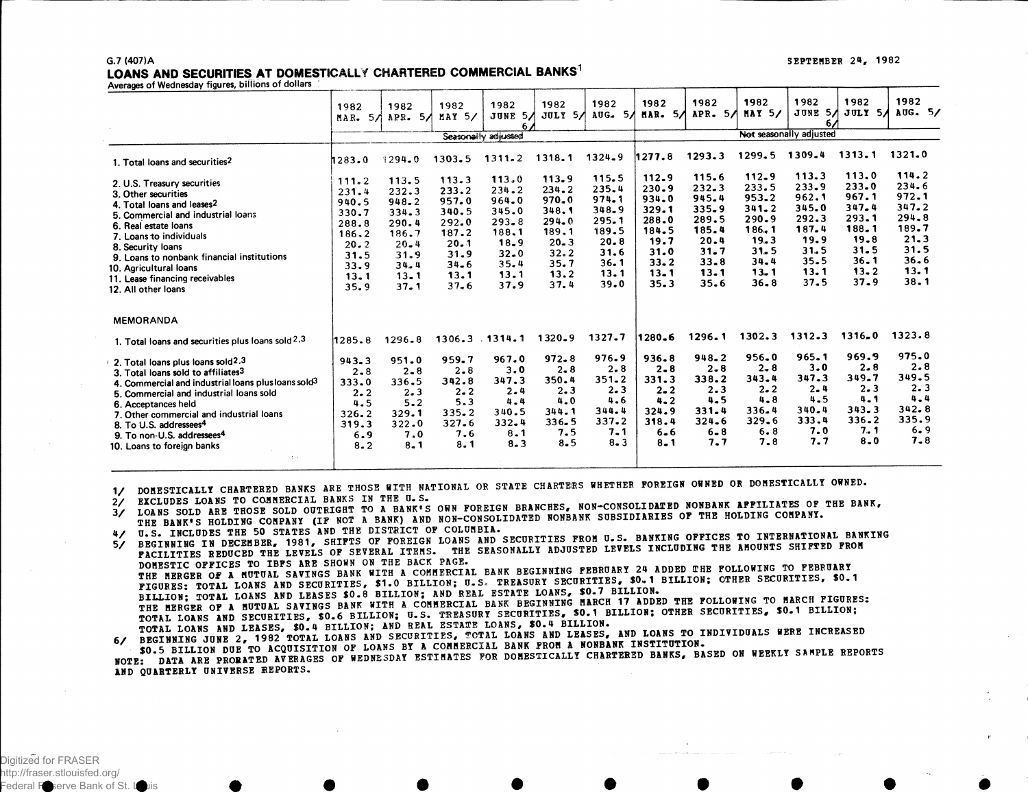G.7 (407)A

SEPTEMBER 24, 1982

## LOANS AND SECURITIES AT DOMESTICALLY CHARTERED COMMERCIAL BANKS[1]

Averages of Wednesday figures, billions of dollars

| | 1982 MAR. 5/ | 1982 APR. 5/ | 1982 MAY 5/ | 1982 JUNE 5/ 6/ | 1982 JULY 5/ | 1982 AUG. 5/ | 1982 MAR. 5/ | 1982 APR. 5/ | 1982 MAY 5/ | 1982 JUNE 5/ 6/ | 1982 JULY 5/ | 1982 AUG. 5/ |
|---|---|---|---|---|---|---|---|---|---|---|---|---|
| | Seasonally adjusted | | | | | | Not seasonally adjusted | | | | | |
| 1. Total loans and securities[2] | 1283.0 | 1294.0 | 1303.5 | 1311.2 | 1318.1 | 1324.9 | 1277.8 | 1293.3 | 1299.5 | 1309.4 | 1313.1 | 1321.0 |
| 2. U.S. Treasury securities | 111.2 | 113.5 | 113.3 | 113.0 | 113.9 | 115.5 | 112.9 | 115.6 | 112.9 | 113.3 | 113.0 | 114.2 |
| 3. Other securities | 231.4 | 232.3 | 233.2 | 234.2 | 234.2 | 235.4 | 230.9 | 232.3 | 233.5 | 233.9 | 233.0 | 234.6 |
| 4. Total loans and leases[2] | 940.5 | 948.2 | 957.0 | 964.0 | 970.0 | 974.1 | 934.0 | 945.4 | 953.2 | 962.1 | 967.1 | 972.1 |
| 5. Commercial and industrial loans | 330.7 | 334.3 | 340.5 | 345.0 | 348.1 | 348.9 | 329.1 | 335.9 | 341.2 | 345.0 | 347.4 | 347.2 |
| 6. Real estate loans | 288.8 | 290.4 | 292.0 | 293.8 | 294.0 | 295.1 | 288.0 | 289.5 | 290.9 | 292.3 | 293.1 | 294.8 |
| 7. Loans to individuals | 186.2 | 186.7 | 187.2 | 188.1 | 189.1 | 189.5 | 184.5 | 185.4 | 186.1 | 187.4 | 188.1 | 189.7 |
| 8. Security loans | 20.2 | 20.4 | 20.1 | 18.9 | 20.3 | 20.8 | 19.7 | 20.4 | 19.3 | 19.9 | 19.8 | 21.3 |
| 9. Loans to nonbank financial institutions | 31.5 | 31.9 | 31.9 | 32.0 | 32.2 | 31.6 | 31.0 | 31.7 | 31.5 | 31.5 | 31.5 | 31.5 |
| 10. Agricultural loans | 33.9 | 34.4 | 34.6 | 35.4 | 35.7 | 36.1 | 33.2 | 33.8 | 34.4 | 35.5 | 36.1 | 36.6 |
| 11. Lease financing receivables | 13.1 | 13.1 | 13.1 | 13.1 | 13.2 | 13.1 | 13.1 | 13.1 | 13.1 | 13.1 | 13.2 | 13.1 |
| 12. All other loans | 35.9 | 37.1 | 37.6 | 37.9 | 37.4 | 39.0 | 35.3 | 35.6 | 36.8 | 37.5 | 37.9 | 38.1 |
| **MEMORANDA** | | | | | | | | | | | | |
| 1. Total loans and securities plus loans sold[2,3] | 1285.8 | 1296.8 | 1306.3 | 1314.1 | 1320.9 | 1327.7 | 1280.6 | 1296.1 | 1302.3 | 1312.3 | 1316.0 | 1323.8 |
| 2. Total loans plus loans sold[2,3] | 943.3 | 951.0 | 959.7 | 967.0 | 972.8 | 976.9 | 936.8 | 948.2 | 956.0 | 965.1 | 969.9 | 975.0 |
| 3. Total loans sold to affiliates[3] | 2.8 | 2.8 | 2.8 | 3.0 | 2.8 | 2.8 | 2.8 | 2.8 | 2.8 | 3.0 | 2.8 | 2.8 |
| 4. Commercial and industrial loans plus loans sold[3] | 333.0 | 336.5 | 342.8 | 347.3 | 350.4 | 351.2 | 331.3 | 338.2 | 343.4 | 347.3 | 349.7 | 349.5 |
| 5. Commercial and industrial loans sold | 2.2 | 2.3 | 2.2 | 2.4 | 2.3 | 2.3 | 2.2 | 2.3 | 2.2 | 2.4 | 2.3 | 2.3 |
| 6. Acceptances held | 4.5 | 5.2 | 5.3 | 4.4 | 4.0 | 4.6 | 4.2 | 4.5 | 4.8 | 4.5 | 4.1 | 4.4 |
| 7. Other commercial and industrial loans | 326.2 | 329.1 | 335.2 | 340.5 | 344.1 | 344.4 | 324.9 | 331.4 | 336.4 | 340.4 | 343.3 | 342.8 |
| 8. To U.S. addressees[4] | 319.3 | 322.0 | 327.6 | 332.4 | 336.5 | 337.2 | 318.4 | 324.6 | 329.6 | 333.4 | 336.2 | 335.9 |
| 9. To non-U.S. addressees[4] | 6.9 | 7.0 | 7.6 | 8.1 | 7.5 | 7.1 | 6.6 | 6.8 | 6.8 | 7.0 | 7.1 | 6.9 |
| 10. Loans to foreign banks | 8.2 | 8.1 | 8.1 | 8.3 | 8.5 | 8.3 | 8.1 | 7.7 | 7.8 | 7.7 | 8.0 | 7.8 |

1/ DOMESTICALLY CHARTERED BANKS ARE THOSE WITH NATIONAL OR STATE CHARTERS WHETHER FOREIGN OWNED OR DOMESTICALLY OWNED.
2/ EXCLUDES LOANS TO COMMERCIAL BANKS IN THE U.S.
3/ LOANS SOLD ARE THOSE SOLD OUTRIGHT TO A BANK'S OWN FOREIGN BRANCHES, NON-CONSOLIDATED NONBANK AFFILIATES OF THE BANK, THE BANK'S HOLDING COMPANY (IF NOT A BANK) AND NON-CONSOLIDATED NONBANK SUBSIDIARIES OF THE HOLDING COMPANY.
4/ U.S. INCLUDES THE 50 STATES AND THE DISTRICT OF COLUMBIA.
5/ BEGINNING IN DECEMBER, 1981, SHIFTS OF FOREIGN LOANS AND SECURITIES FROM U.S. BANKING OFFICES TO INTERNATIONAL BANKING FACILITIES REDUCED THE LEVELS OF SEVERAL ITEMS. THE SEASONALLY ADJUSTED LEVELS INCLUDING THE AMOUNTS SHIFTED FROM DOMESTIC OFFICES TO IBFS ARE SHOWN ON THE BACK PAGE.
THE MERGER OF A MUTUAL SAVINGS BANK WITH A COMMERCIAL BANK BEGINNING FEBRUARY 24 ADDED THE FOLLOWING TO FEBRUARY FIGURES: TOTAL LOANS AND SECURITIES, $1.0 BILLION; U.S. TREASURY SECURITIES, $0.1 BILLION; OTHER SECURITIES, $0.1 BILLION; TOTAL LOANS AND LEASES $0.8 BILLION; AND REAL ESTATE LOANS, $0.7 BILLION.
THE MERGER OF A MUTUAL SAVINGS BANK WITH A COMMERCIAL BANK BEGINNING MARCH 17 ADDED THE FOLLOWING TO MARCH FIGURES: TOTAL LOANS AND SECURITIES, $0.6 BILLION; U.S. TREASURY SECURITIES, $0.1 BILLION; OTHER SECURITIES, $0.1 BILLION; TOTAL LOANS AND LEASES, $0.4 BILLION; AND REAL ESTATE LOANS, $0.4 BILLION.
6/ BEGINNING JUNE 2, 1982 TOTAL LOANS AND SECURITIES, TOTAL LOANS AND LEASES, AND LOANS TO INDIVIDUALS WERE INCREASED $0.5 BILLION DUE TO ACQUISITION OF LOANS BY A COMMERCIAL BANK FROM A NONBANK INSTITUTION.
NOTE: DATA ARE PRORATED AVERAGES OF WEDNESDAY ESTIMATES FOR DOMESTICALLY CHARTERED BANKS, BASED ON WEEKLY SAMPLE REPORTS AND QUARTERLY UNIVERSE REPORTS.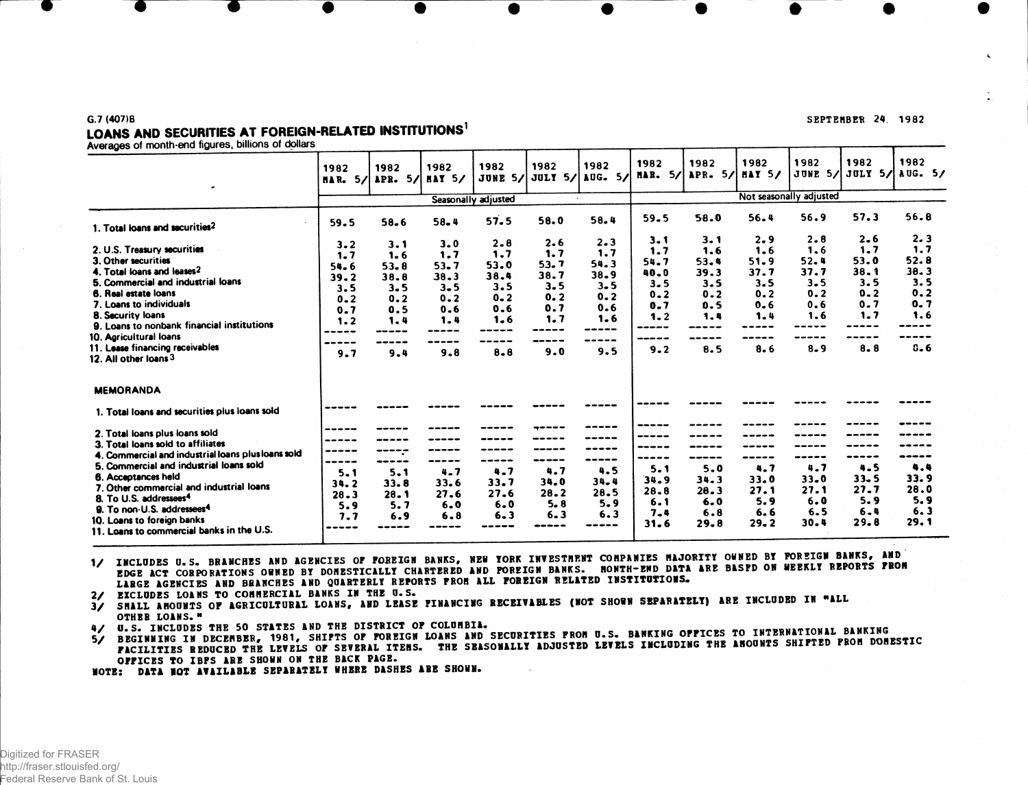G.7 (407)B

SEPTEMBER 24, 1982

# LOANS AND SECURITIES AT FOREIGN-RELATED INSTITUTIONS[1]

Averages of month-end figures, billions of dollars

| | 1982 MAR. 5/ | 1982 APR. 5/ | 1982 MAY 5/ | 1982 JUNE 5/ | 1982 JULY 5/ | 1982 AUG. 5/ | 1982 MAR. 5/ | 1982 APR. 5/ | 1982 MAY 5/ | 1982 JUNE 5/ | 1982 JULY 5/ | 1982 AUG. 5/ |
|---|---|---|---|---|---|---|---|---|---|---|---|---|
| | Seasonally adjusted | | | | | | Not seasonally adjusted | | | | | |
| 1. Total loans and securities[2] | 59.5 | 58.6 | 58.4 | 57.5 | 58.0 | 58.4 | 59.5 | 58.0 | 56.4 | 56.9 | 57.3 | 56.8 |
| 2. U.S. Treasury securities | 3.2 | 3.1 | 3.0 | 2.8 | 2.6 | 2.3 | 3.1 | 3.1 | 2.9 | 2.8 | 2.6 | 2.3 |
| 3. Other securities | 1.7 | 1.6 | 1.7 | 1.7 | 1.7 | 1.7 | 1.7 | 1.6 | 1.6 | 1.6 | 1.7 | 1.7 |
| 4. Total loans and leases[2] | 54.6 | 53.8 | 53.7 | 53.0 | 53.7 | 54.3 | 54.7 | 53.4 | 51.9 | 52.4 | 53.0 | 52.8 |
| 5. Commercial and industrial loans | 39.2 | 38.8 | 38.3 | 38.4 | 38.7 | 38.9 | 40.0 | 39.3 | 37.7 | 37.7 | 38.1 | 38.3 |
| 6. Real estate loans | 3.5 | 3.5 | 3.5 | 3.5 | 3.5 | 3.5 | 3.5 | 3.5 | 3.5 | 3.5 | 3.5 | 3.5 |
| 7. Loans to individuals | 0.2 | 0.2 | 0.2 | 0.2 | 0.2 | 0.2 | 0.2 | 0.2 | 0.2 | 0.2 | 0.2 | 0.2 |
| 8. Security loans | 0.7 | 0.5 | 0.6 | 0.6 | 0.7 | 0.6 | 0.7 | 0.5 | 0.6 | 0.6 | 0.7 | 0.7 |
| 9. Loans to nonbank financial institutions | 1.2 | 1.4 | 1.4 | 1.6 | 1.7 | 1.6 | 1.2 | 1.4 | 1.4 | 1.6 | 1.7 | 1.6 |
| 10. Agricultural loans | ----- | ----- | ----- | ----- | ----- | ----- | ----- | ----- | ----- | ----- | ----- | ----- |
| 11. Lease financing receivables | ----- | ----- | ----- | ----- | ----- | ----- | ----- | ----- | ----- | ----- | ----- | ----- |
| 12. All other loans[3] | 9.7 | 9.4 | 9.8 | 8.8 | 9.0 | 9.5 | 9.2 | 8.5 | 8.6 | 8.9 | 8.8 | 8.6 |
| **MEMORANDA** | | | | | | | | | | | | |
| 1. Total loans and securities plus loans sold | ----- | ----- | ----- | ----- | ----- | ----- | ----- | ----- | ----- | ----- | ----- | ----- |
| 2. Total loans plus loans sold | ----- | ----- | ----- | ----- | ----- | ----- | ----- | ----- | ----- | ----- | ----- | ----- |
| 3. Total loans sold to affiliates | ----- | ----- | ----- | ----- | ----- | ----- | ----- | ----- | ----- | ----- | ----- | ----- |
| 4. Commercial and industrial loans plus loans sold | ----- | ----- | ----- | ----- | ----- | ----- | ----- | ----- | ----- | ----- | ----- | ----- |
| 5. Commercial and industrial loans sold | ----- | ----- | ----- | ----- | ----- | ----- | ----- | ----- | ----- | ----- | ----- | ----- |
| 6. Acceptances held | 5.1 | 5.1 | 4.7 | 4.7 | 4.7 | 4.5 | 5.1 | 5.0 | 4.7 | 4.7 | 4.5 | 4.4 |
| 7. Other commercial and industrial loans | 34.2 | 33.8 | 33.6 | 33.7 | 34.0 | 34.4 | 34.9 | 34.3 | 33.0 | 33.0 | 33.5 | 33.9 |
| 8. To U.S. addressees[4] | 28.3 | 28.1 | 27.6 | 27.6 | 28.2 | 28.5 | 28.8 | 28.3 | 27.1 | 27.1 | 27.7 | 28.0 |
| 9. To non-U.S. addressees[4] | 5.9 | 5.7 | 6.0 | 6.0 | 5.8 | 5.9 | 6.1 | 6.0 | 5.9 | 6.0 | 5.9 | 5.9 |
| 10. Loans to foreign banks | 7.7 | 6.9 | 6.8 | 6.3 | 6.3 | 6.3 | 7.4 | 6.8 | 6.6 | 6.5 | 6.4 | 6.3 |
| 11. Loans to commercial banks in the U.S. | ----- | ----- | ----- | ----- | ----- | ----- | 31.6 | 29.8 | 29.2 | 30.4 | 29.8 | 29.1 |

1/ INCLUDES U.S. BRANCHES AND AGENCIES OF FOREIGN BANKS, NEW YORK INVESTMENT COMPANIES MAJORITY OWNED BY FOREIGN BANKS, AND EDGE ACT CORPORATIONS OWNED BY DOMESTICALLY CHARTERED AND FOREIGN BANKS. MONTH-END DATA ARE BASED ON WEEKLY REPORTS FROM LARGE AGENCIES AND BRANCHES AND QUARTERLY REPORTS FROM ALL FOREIGN RELATED INSTITUTIONS.

2/ EXCLUDES LOANS TO COMMERCIAL BANKS IN THE U.S.

3/ SMALL AMOUNTS OF AGRICULTURAL LOANS, AND LEASE FINANCING RECEIVABLES (NOT SHOWN SEPARATELY) ARE INCLUDED IN "ALL OTHER LOANS."

4/ U.S. INCLUDES THE 50 STATES AND THE DISTRICT OF COLUMBIA.

5/ BEGINNING IN DECEMBER, 1981, SHIFTS OF FOREIGN LOANS AND SECURITIES FROM U.S. BANKING OFFICES TO INTERNATIONAL BANKING FACILITIES REDUCED THE LEVELS OF SEVERAL ITEMS. THE SEASONALLY ADJUSTED LEVELS INCLUDING THE AMOUNTS SHIFTED FROM DOMESTIC OFFICES TO IBFS ARE SHOWN ON THE BACK PAGE.

NOTE: DATA NOT AVAILABLE SEPARATELY WHERE DASHES ARE SHOWN.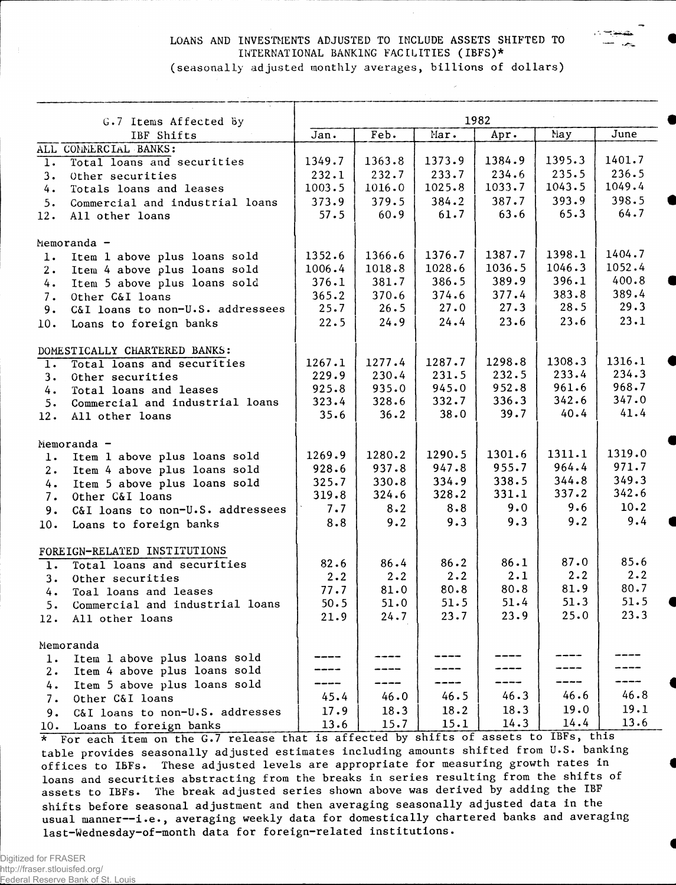LOANS AND INVESTMENTS ADJUSTED TO INCLUDE ASSETS SHIFTED TO INTERNATIONAL BANKING FACILITIES (IBFS)*
(seasonally adjusted monthly averages, billions of dollars)

| G.7 Items Affected By IBF Shifts | 1982 Jan. | Feb. | Mar. | Apr. | May | June |
|---|---|---|---|---|---|---|
| ALL COMMERCIAL BANKS: | | | | | | |
| 1. Total loans and securities | 1349.7 | 1363.8 | 1373.9 | 1384.9 | 1395.3 | 1401.7 |
| 3. Other securities | 232.1 | 232.7 | 233.7 | 234.6 | 235.5 | 236.5 |
| 4. Totals loans and leases | 1003.5 | 1016.0 | 1025.8 | 1033.7 | 1043.5 | 1049.4 |
| 5. Commercial and industrial loans | 373.9 | 379.5 | 384.2 | 387.7 | 393.9 | 398.5 |
| 12. All other loans | 57.5 | 60.9 | 61.7 | 63.6 | 65.3 | 64.7 |
| Memoranda - | | | | | | |
| 1. Item 1 above plus loans sold | 1352.6 | 1366.6 | 1376.7 | 1387.7 | 1398.1 | 1404.7 |
| 2. Item 4 above plus loans sold | 1006.4 | 1018.8 | 1028.6 | 1036.5 | 1046.3 | 1052.4 |
| 4. Item 5 above plus loans sold | 376.1 | 381.7 | 386.5 | 389.9 | 396.1 | 400.8 |
| 7. Other C&I loans | 365.2 | 370.6 | 374.6 | 377.4 | 383.8 | 389.4 |
| 9. C&I loans to non-U.S. addressees | 25.7 | 26.5 | 27.0 | 27.3 | 28.5 | 29.3 |
| 10. Loans to foreign banks | 22.5 | 24.9 | 24.4 | 23.6 | 23.6 | 23.1 |
| DOMESTICALLY CHARTERED BANKS: | | | | | | |
| 1. Total loans and securities | 1267.1 | 1277.4 | 1287.7 | 1298.8 | 1308.3 | 1316.1 |
| 3. Other securities | 229.9 | 230.4 | 231.5 | 232.5 | 233.4 | 234.3 |
| 4. Total loans and leases | 925.8 | 935.0 | 945.0 | 952.8 | 961.6 | 968.7 |
| 5. Commercial and industrial loans | 323.4 | 328.6 | 332.7 | 336.3 | 342.6 | 347.0 |
| 12. All other loans | 35.6 | 36.2 | 38.0 | 39.7 | 40.4 | 41.4 |
| Memoranda - | | | | | | |
| 1. Item 1 above plus loans sold | 1269.9 | 1280.2 | 1290.5 | 1301.6 | 1311.1 | 1319.0 |
| 2. Item 4 above plus loans sold | 928.6 | 937.8 | 947.8 | 955.7 | 964.4 | 971.7 |
| 4. Item 5 above plus loans sold | 325.7 | 330.8 | 334.9 | 338.5 | 344.8 | 349.3 |
| 7. Other C&I loans | 319.8 | 324.6 | 328.2 | 331.1 | 337.2 | 342.6 |
| 9. C&I loans to non-U.S. addressees | 7.7 | 8.2 | 8.8 | 9.0 | 9.6 | 10.2 |
| 10. Loans to foreign banks | 8.8 | 9.2 | 9.3 | 9.3 | 9.2 | 9.4 |
| FOREIGN-RELATED INSTITUTIONS | | | | | | |
| 1. Total loans and securities | 82.6 | 86.4 | 86.2 | 86.1 | 87.0 | 85.6 |
| 3. Other securities | 2.2 | 2.2 | 2.2 | 2.1 | 2.2 | 2.2 |
| 4. Toal loans and leases | 77.7 | 81.0 | 80.8 | 80.8 | 81.9 | 80.7 |
| 5. Commercial and industrial loans | 50.5 | 51.0 | 51.5 | 51.4 | 51.3 | 51.5 |
| 12. All other loans | 21.9 | 24.7 | 23.7 | 23.9 | 25.0 | 23.3 |
| Memoranda | | | | | | |
| 1. Item 1 above plus loans sold | ---- | ---- | ---- | ---- | ---- | ---- |
| 2. Item 4 above plus loans sold | ---- | ---- | ---- | ---- | ---- | ---- |
| 4. Item 5 above plus loans sold | ---- | ---- | ---- | ---- | ---- | ---- |
| 7. Other C&I loans | 45.4 | 46.0 | 46.5 | 46.3 | 46.6 | 46.8 |
| 9. C&I loans to non-U.S. addresses | 17.9 | 18.3 | 18.2 | 18.3 | 19.0 | 19.1 |
| 10. Loans to foreign banks | 13.6 | 15.7 | 15.1 | 14.3 | 14.4 | 13.6 |

* For each item on the G.7 release that is affected by shifts of assets to IBFs, this table provides seasonally adjusted estimates including amounts shifted from U.S. banking offices to IBFs. These adjusted levels are appropriate for measuring growth rates in loans and securities abstracting from the breaks in series resulting from the shifts of assets to IBFs. The break adjusted series shown above was derived by adding the IBF shifts before seasonal adjustment and then averaging seasonally adjusted data in the usual manner--i.e., averaging weekly data for domestically chartered banks and averaging last-Wednesday-of-month data for foreign-related institutions.